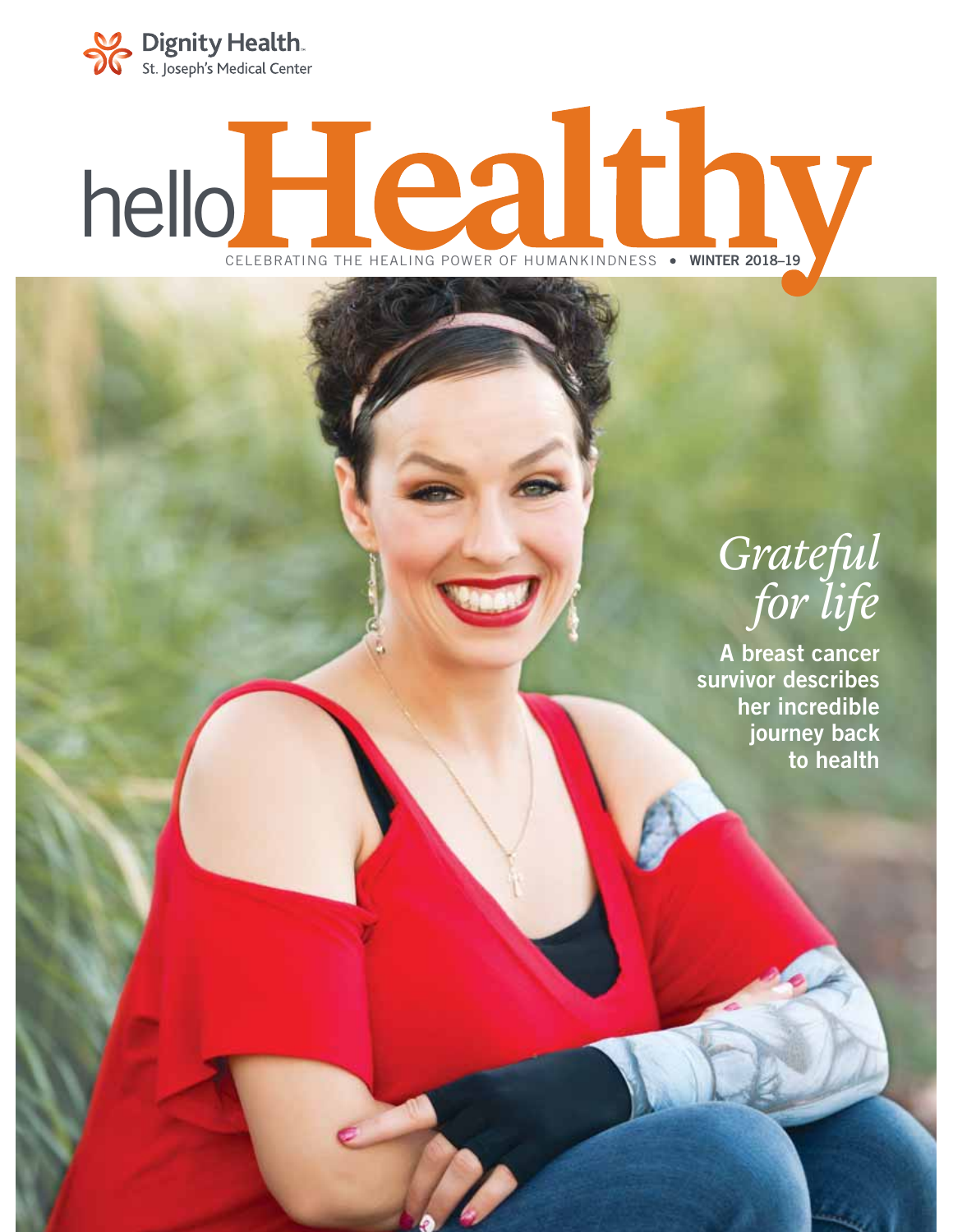Dignity Health
St. Joseph's Medical Center

# helloHealthy

CELEBRATING THE HEALING POWER OF HUMANKINDNESS • **WINTER 2018–19**

## *Grateful for life*

**A breast cancer survivor describes her incredible journey back to health**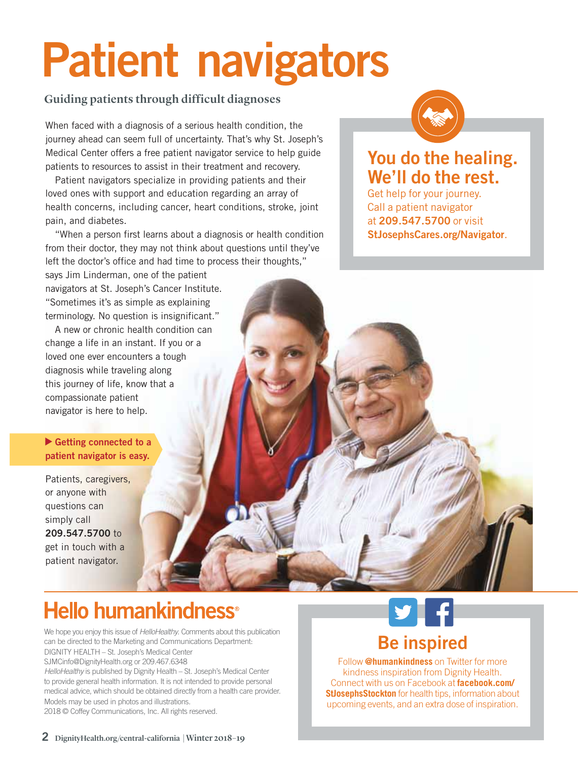# Patient navigators

**Guiding patients through difficult diagnoses**

When faced with a diagnosis of a serious health condition, the journey ahead can seem full of uncertainty. That's why St. Joseph's Medical Center offers a free patient navigator service to help guide patients to resources to assist in their treatment and recovery.

Patient navigators specialize in providing patients and their loved ones with support and education regarding an array of health concerns, including cancer, heart conditions, stroke, joint pain, and diabetes.

"When a person first learns about a diagnosis or health condition from their doctor, they may not think about questions until they've left the doctor's office and had time to process their thoughts," says Jim Linderman, one of the patient navigators at St. Joseph's Cancer Institute. "Sometimes it's as simple as explaining terminology. No question is insignificant."

A new or chronic health condition can change a life in an instant. If you or a loved one ever encounters a tough diagnosis while traveling along this journey of life, know that a compassionate patient navigator is here to help.

**▶ Getting connected to a patient navigator is easy.**

Patients, caregivers, or anyone with questions can simply call **209.547.5700** to get in touch with a patient navigator.

## You do the healing. We'll do the rest.

Get help for your journey. Call a patient navigator at **209.547.5700** or visit **StJosephsCares.org/Navigator**.

## Hello humankindness®

We hope you enjoy this issue of *HelloHealthy*. Comments about this publication can be directed to the Marketing and Communications Department:
DIGNITY HEALTH – St. Joseph's Medical Center
SJMCinfo@DignityHealth.org or 209.467.6348
*HelloHealthy* is published by Dignity Health – St. Joseph's Medical Center to provide general health information. It is not intended to provide personal medical advice, which should be obtained directly from a health care provider. Models may be used in photos and illustrations.
2018 © Coffey Communications, Inc. All rights reserved.

## Be inspired

Follow **@humankindness** on Twitter for more kindness inspiration from Dignity Health. Connect with us on Facebook at **facebook.com/StJosephsStockton** for health tips, information about upcoming events, and an extra dose of inspiration.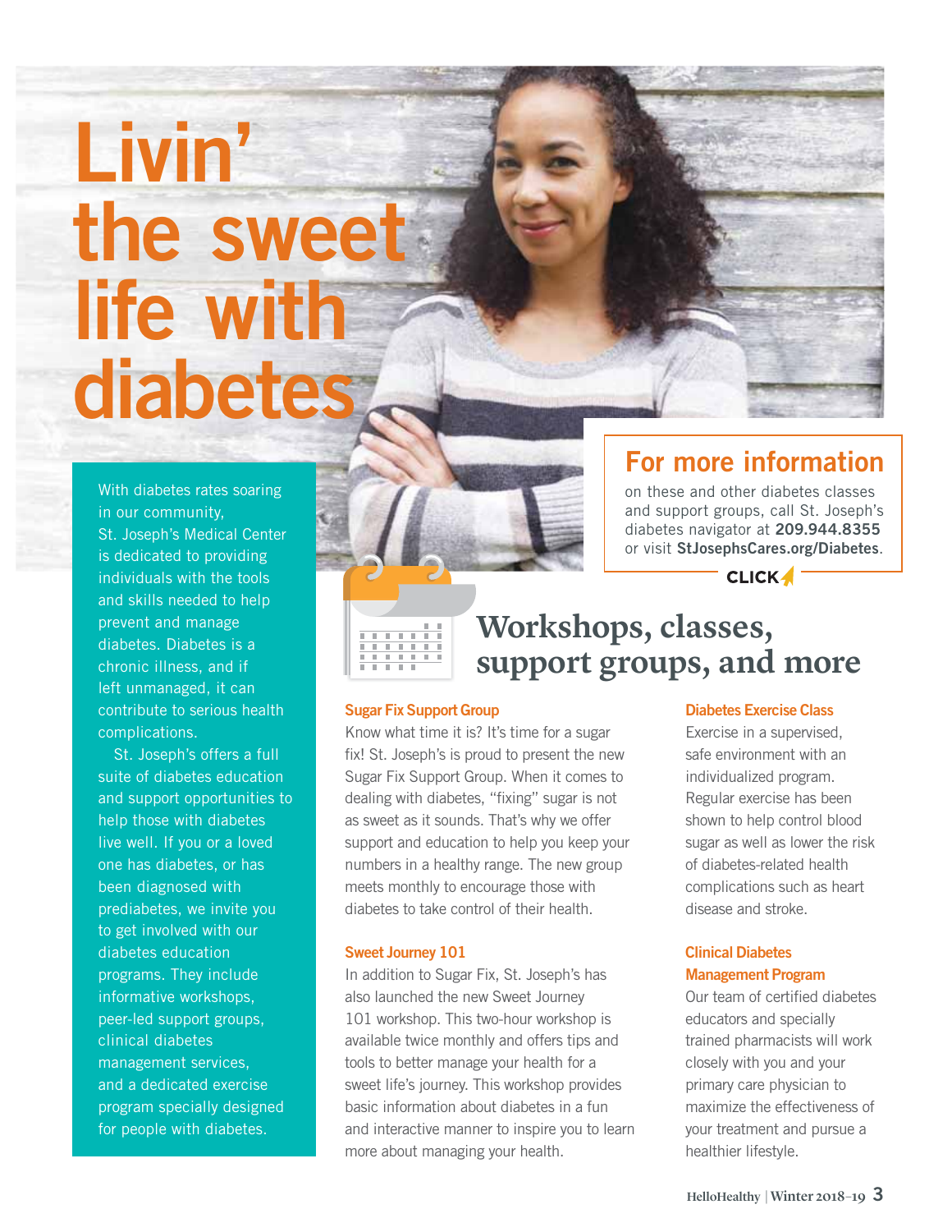# Livin' the sweet life with diabetes

With diabetes rates soaring in our community, St. Joseph's Medical Center is dedicated to providing individuals with the tools and skills needed to help prevent and manage diabetes. Diabetes is a chronic illness, and if left unmanaged, it can contribute to serious health complications.

St. Joseph's offers a full suite of diabetes education and support opportunities to help those with diabetes live well. If you or a loved one has diabetes, or has been diagnosed with prediabetes, we invite you to get involved with our diabetes education programs. They include informative workshops, peer-led support groups, clinical diabetes management services, and a dedicated exercise program specially designed for people with diabetes.

## For more information

on these and other diabetes classes and support groups, call St. Joseph's diabetes navigator at **209.944.8355** or visit **StJosephsCares.org/Diabetes**.

CLICK

## Workshops, classes, support groups, and more

### Sugar Fix Support Group

Know what time it is? It's time for a sugar fix! St. Joseph's is proud to present the new Sugar Fix Support Group. When it comes to dealing with diabetes, "fixing" sugar is not as sweet as it sounds. That's why we offer support and education to help you keep your numbers in a healthy range. The new group meets monthly to encourage those with diabetes to take control of their health.

### Sweet Journey 101

In addition to Sugar Fix, St. Joseph's has also launched the new Sweet Journey 101 workshop. This two-hour workshop is available twice monthly and offers tips and tools to better manage your health for a sweet life's journey. This workshop provides basic information about diabetes in a fun and interactive manner to inspire you to learn more about managing your health.

### Diabetes Exercise Class

Exercise in a supervised, safe environment with an individualized program. Regular exercise has been shown to help control blood sugar as well as lower the risk of diabetes-related health complications such as heart disease and stroke.

### Clinical Diabetes Management Program

Our team of certified diabetes educators and specially trained pharmacists will work closely with you and your primary care physician to maximize the effectiveness of your treatment and pursue a healthier lifestyle.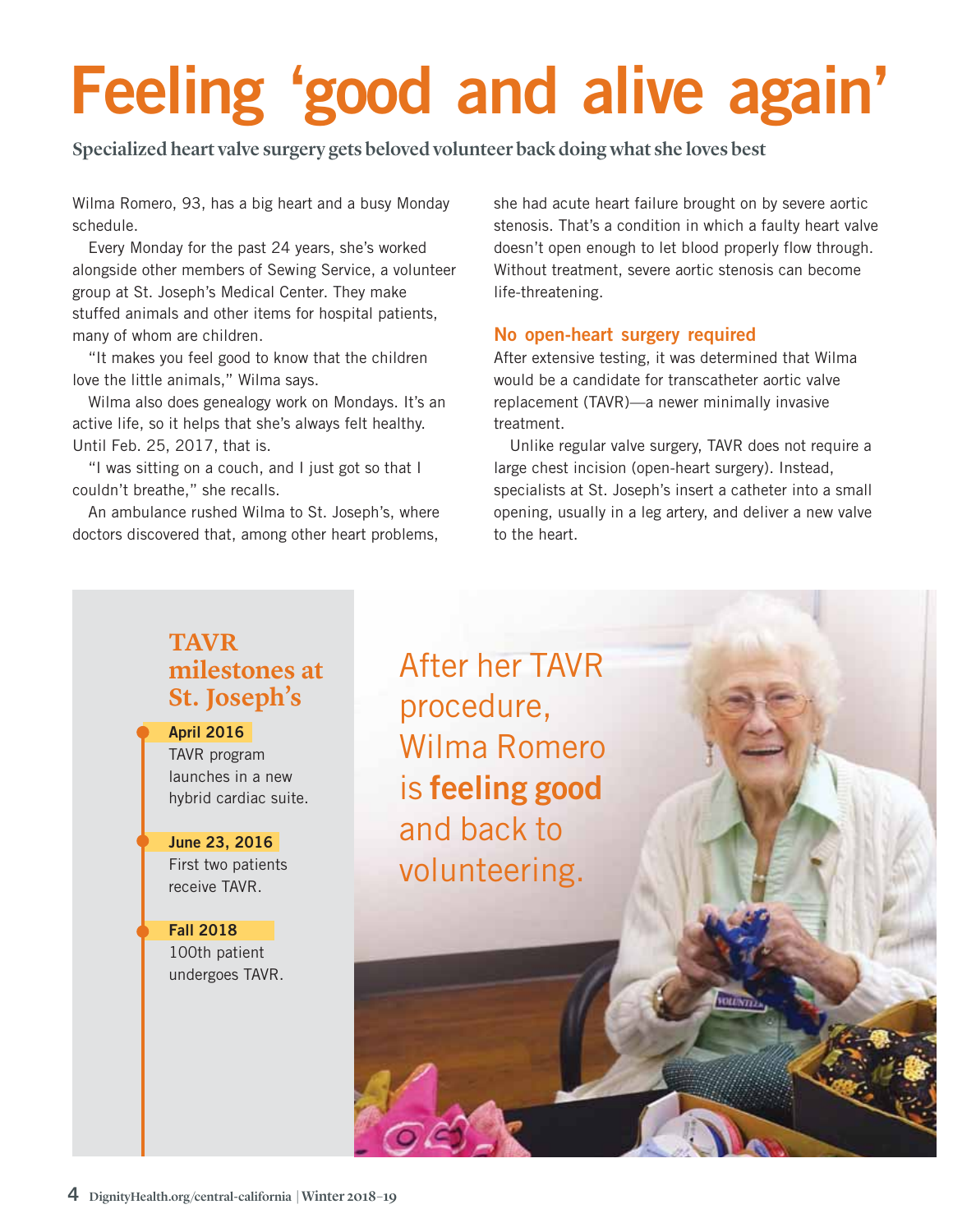# Feeling 'good and alive again'

**Specialized heart valve surgery gets beloved volunteer back doing what she loves best**

Wilma Romero, 93, has a big heart and a busy Monday schedule.

Every Monday for the past 24 years, she's worked alongside other members of Sewing Service, a volunteer group at St. Joseph's Medical Center. They make stuffed animals and other items for hospital patients, many of whom are children.

"It makes you feel good to know that the children love the little animals," Wilma says.

Wilma also does genealogy work on Mondays. It's an active life, so it helps that she's always felt healthy. Until Feb. 25, 2017, that is.

"I was sitting on a couch, and I just got so that I couldn't breathe," she recalls.

An ambulance rushed Wilma to St. Joseph's, where doctors discovered that, among other heart problems, she had acute heart failure brought on by severe aortic stenosis. That's a condition in which a faulty heart valve doesn't open enough to let blood properly flow through. Without treatment, severe aortic stenosis can become life-threatening.

## No open-heart surgery required

After extensive testing, it was determined that Wilma would be a candidate for transcatheter aortic valve replacement (TAVR)—a newer minimally invasive treatment.

Unlike regular valve surgery, TAVR does not require a large chest incision (open-heart surgery). Instead, specialists at St. Joseph's insert a catheter into a small opening, usually in a leg artery, and deliver a new valve to the heart.

### TAVR milestones at St. Joseph's

**April 2016**
TAVR program launches in a new hybrid cardiac suite.

**June 23, 2016**
First two patients receive TAVR.

**Fall 2018**
100th patient undergoes TAVR.

After her TAVR procedure, Wilma Romero is **feeling good** and back to volunteering.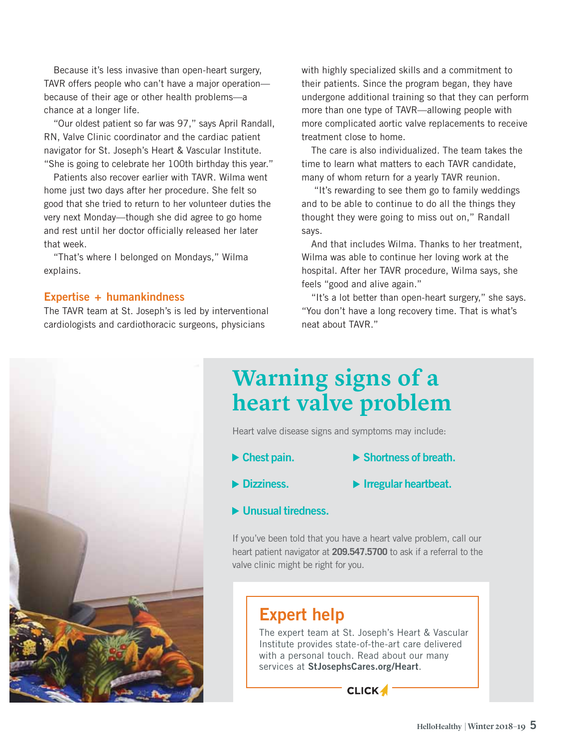Because it's less invasive than open-heart surgery, TAVR offers people who can't have a major operation—because of their age or other health problems—a chance at a longer life.

"Our oldest patient so far was 97," says April Randall, RN, Valve Clinic coordinator and the cardiac patient navigator for St. Joseph's Heart & Vascular Institute. "She is going to celebrate her 100th birthday this year."

Patients also recover earlier with TAVR. Wilma went home just two days after her procedure. She felt so good that she tried to return to her volunteer duties the very next Monday—though she did agree to go home and rest until her doctor officially released her later that week.

"That's where I belonged on Mondays," Wilma explains.

## Expertise + humankindness

The TAVR team at St. Joseph's is led by interventional cardiologists and cardiothoracic surgeons, physicians with highly specialized skills and a commitment to their patients. Since the program began, they have undergone additional training so that they can perform more than one type of TAVR—allowing people with more complicated aortic valve replacements to receive treatment close to home.

The care is also individualized. The team takes the time to learn what matters to each TAVR candidate, many of whom return for a yearly TAVR reunion.

"It's rewarding to see them go to family weddings and to be able to continue to do all the things they thought they were going to miss out on," Randall says.

And that includes Wilma. Thanks to her treatment, Wilma was able to continue her loving work at the hospital. After her TAVR procedure, Wilma says, she feels "good and alive again."

"It's a lot better than open-heart surgery," she says. "You don't have a long recovery time. That is what's neat about TAVR."

# Warning signs of a heart valve problem

Heart valve disease signs and symptoms may include:

- **Chest pain.**
- **Shortness of breath.**
- **Dizziness.**
- **Irregular heartbeat.**
- **Unusual tiredness.**

If you've been told that you have a heart valve problem, call our heart patient navigator at **209.547.5700** to ask if a referral to the valve clinic might be right for you.

## Expert help

The expert team at St. Joseph's Heart & Vascular Institute provides state-of-the-art care delivered with a personal touch. Read about our many services at **StJosephsCares.org/Heart**.

CLICK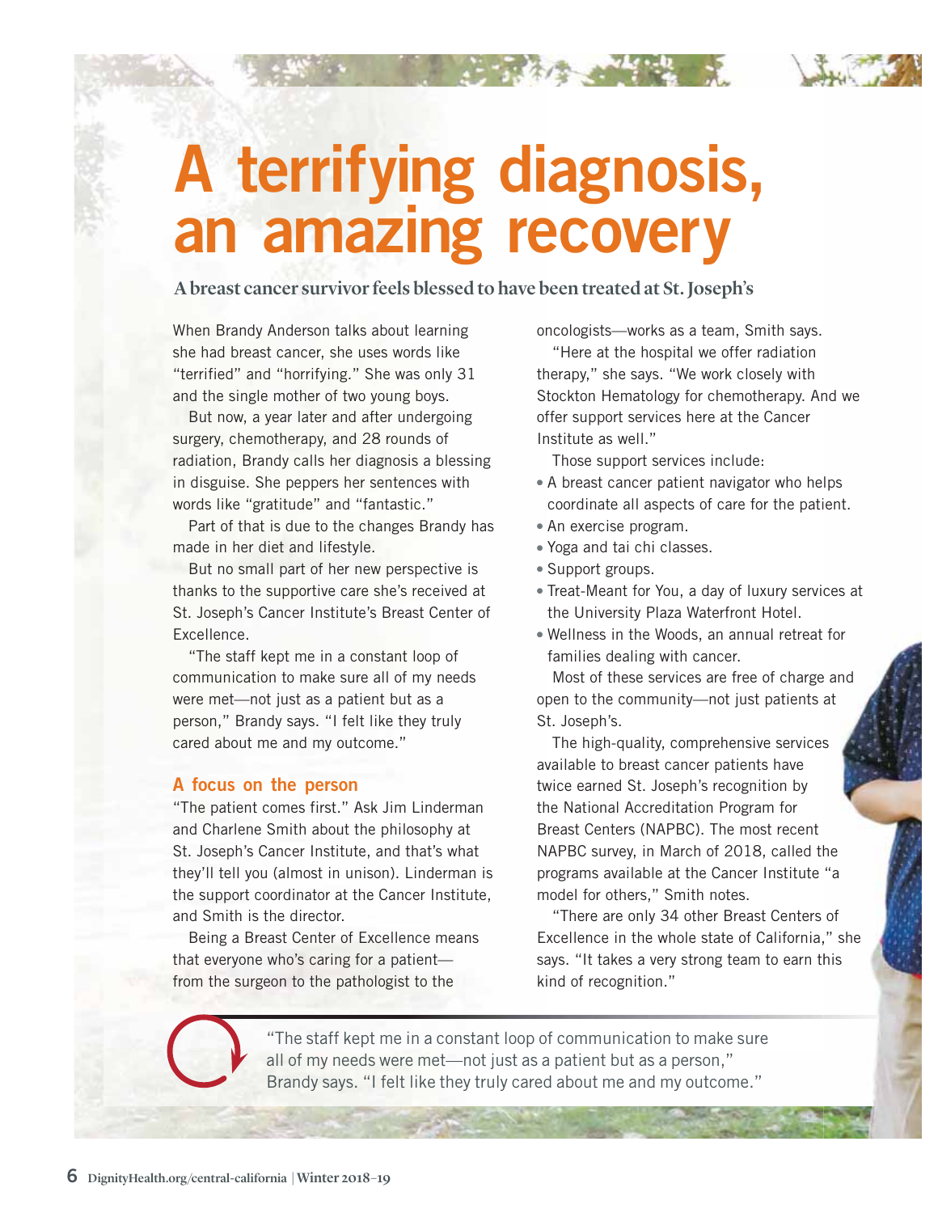# A terrifying diagnosis, an amazing recovery

**A breast cancer survivor feels blessed to have been treated at St. Joseph's**

When Brandy Anderson talks about learning she had breast cancer, she uses words like "terrified" and "horrifying." She was only 31 and the single mother of two young boys.

But now, a year later and after undergoing surgery, chemotherapy, and 28 rounds of radiation, Brandy calls her diagnosis a blessing in disguise. She peppers her sentences with words like "gratitude" and "fantastic."

Part of that is due to the changes Brandy has made in her diet and lifestyle.

But no small part of her new perspective is thanks to the supportive care she's received at St. Joseph's Cancer Institute's Breast Center of Excellence.

"The staff kept me in a constant loop of communication to make sure all of my needs were met—not just as a patient but as a person," Brandy says. "I felt like they truly cared about me and my outcome."

## A focus on the person

"The patient comes first." Ask Jim Linderman and Charlene Smith about the philosophy at St. Joseph's Cancer Institute, and that's what they'll tell you (almost in unison). Linderman is the support coordinator at the Cancer Institute, and Smith is the director.

Being a Breast Center of Excellence means that everyone who's caring for a patient—from the surgeon to the pathologist to the oncologists—works as a team, Smith says.

"Here at the hospital we offer radiation therapy," she says. "We work closely with Stockton Hematology for chemotherapy. And we offer support services here at the Cancer Institute as well."

Those support services include:

- A breast cancer patient navigator who helps coordinate all aspects of care for the patient.
- An exercise program.
- Yoga and tai chi classes.
- Support groups.
- Treat-Meant for You, a day of luxury services at the University Plaza Waterfront Hotel.
- Wellness in the Woods, an annual retreat for families dealing with cancer.

Most of these services are free of charge and open to the community—not just patients at St. Joseph's.

The high-quality, comprehensive services available to breast cancer patients have twice earned St. Joseph's recognition by the National Accreditation Program for Breast Centers (NAPBC). The most recent NAPBC survey, in March of 2018, called the programs available at the Cancer Institute "a model for others," Smith notes.

"There are only 34 other Breast Centers of Excellence in the whole state of California," she says. "It takes a very strong team to earn this kind of recognition."

> "The staff kept me in a constant loop of communication to make sure all of my needs were met—not just as a patient but as a person," Brandy says. "I felt like they truly cared about me and my outcome."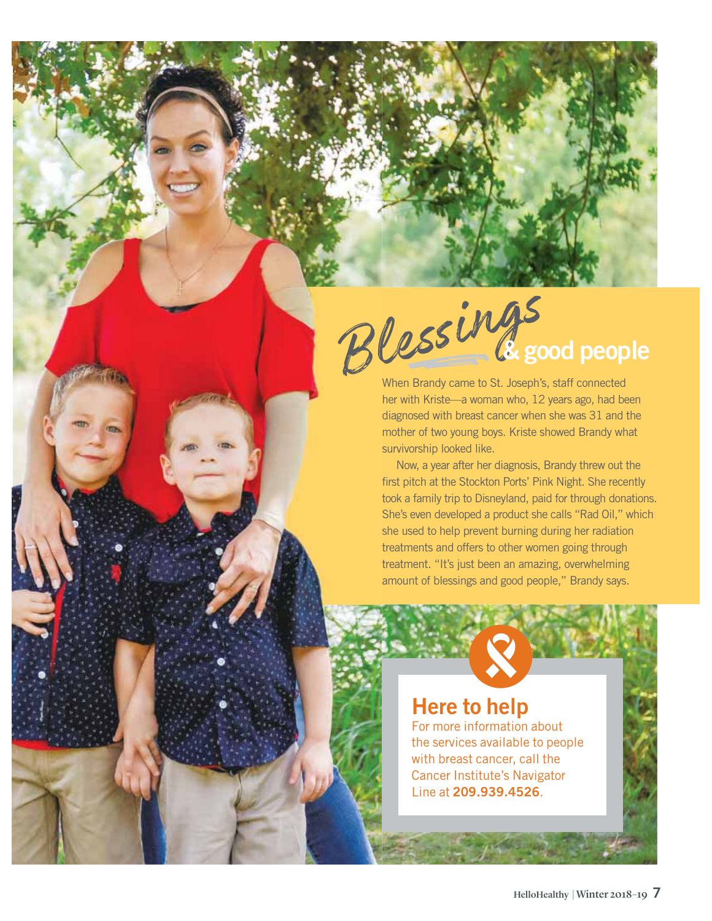# *Blessings* & good people

When Brandy came to St. Joseph's, staff connected her with Kriste—a woman who, 12 years ago, had been diagnosed with breast cancer when she was 31 and the mother of two young boys. Kriste showed Brandy what survivorship looked like.

Now, a year after her diagnosis, Brandy threw out the first pitch at the Stockton Ports' Pink Night. She recently took a family trip to Disneyland, paid for through donations. She's even developed a product she calls "Rad Oil," which she used to help prevent burning during her radiation treatments and offers to other women going through treatment. "It's just been an amazing, overwhelming amount of blessings and good people," Brandy says.

## Here to help

For more information about the services available to people with breast cancer, call the Cancer Institute's Navigator Line at **209.939.4526**.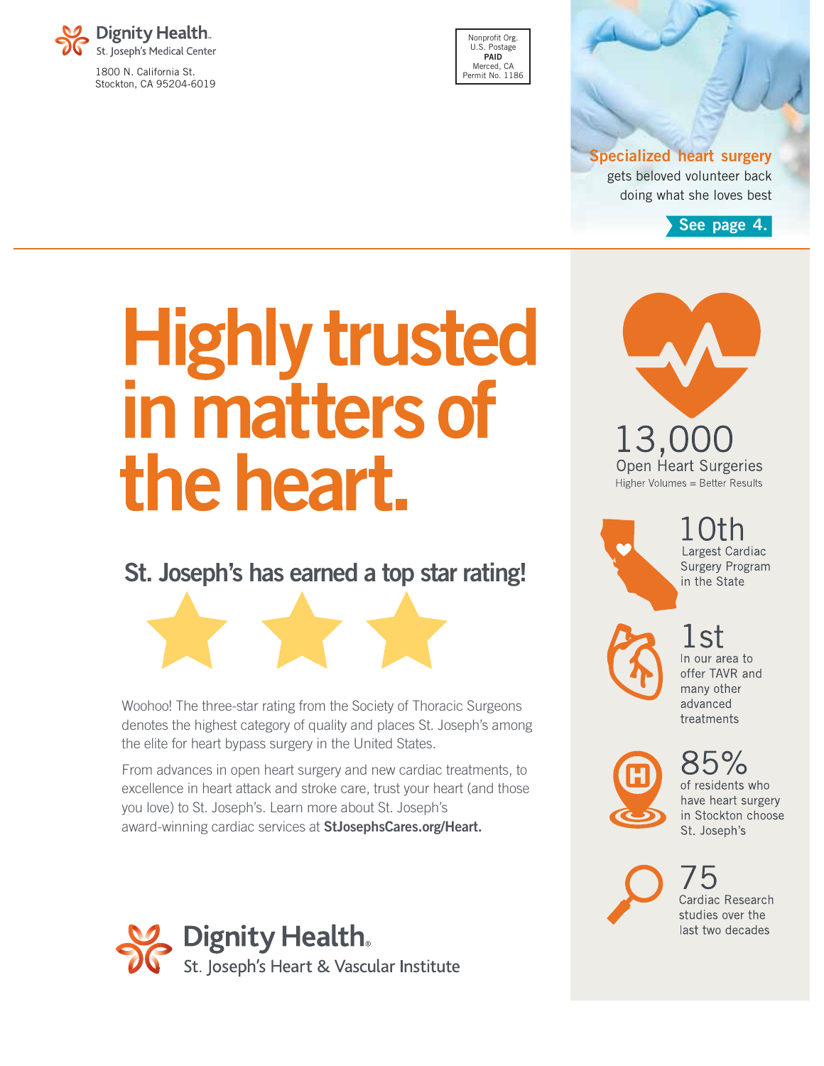Dignity Health.
St. Joseph's Medical Center

1800 N. California St.
Stockton, CA 95204-6019

Nonprofit Org.
U.S. Postage
**PAID**
Merced, CA
Permit No. 1186

**Specialized heart surgery** gets beloved volunteer back doing what she loves best

**See page 4.**

# Highly trusted in matters of the heart.

## St. Joseph's has earned a top star rating!

Woohoo! The three-star rating from the Society of Thoracic Surgeons denotes the highest category of quality and places St. Joseph's among the elite for heart bypass surgery in the United States.

From advances in open heart surgery and new cardiac treatments, to excellence in heart attack and stroke care, trust your heart (and those you love) to St. Joseph's. Learn more about St. Joseph's award-winning cardiac services at **StJosephsCares.org/Heart.**

Dignity Health.
St. Joseph's Heart & Vascular Institute

**13,000**
Open Heart Surgeries
Higher Volumes = Better Results

**10th**
Largest Cardiac Surgery Program in the State

**1st**
In our area to offer TAVR and many other advanced treatments

**85%**
of residents who have heart surgery in Stockton choose St. Joseph's

**75**
Cardiac Research studies over the last two decades